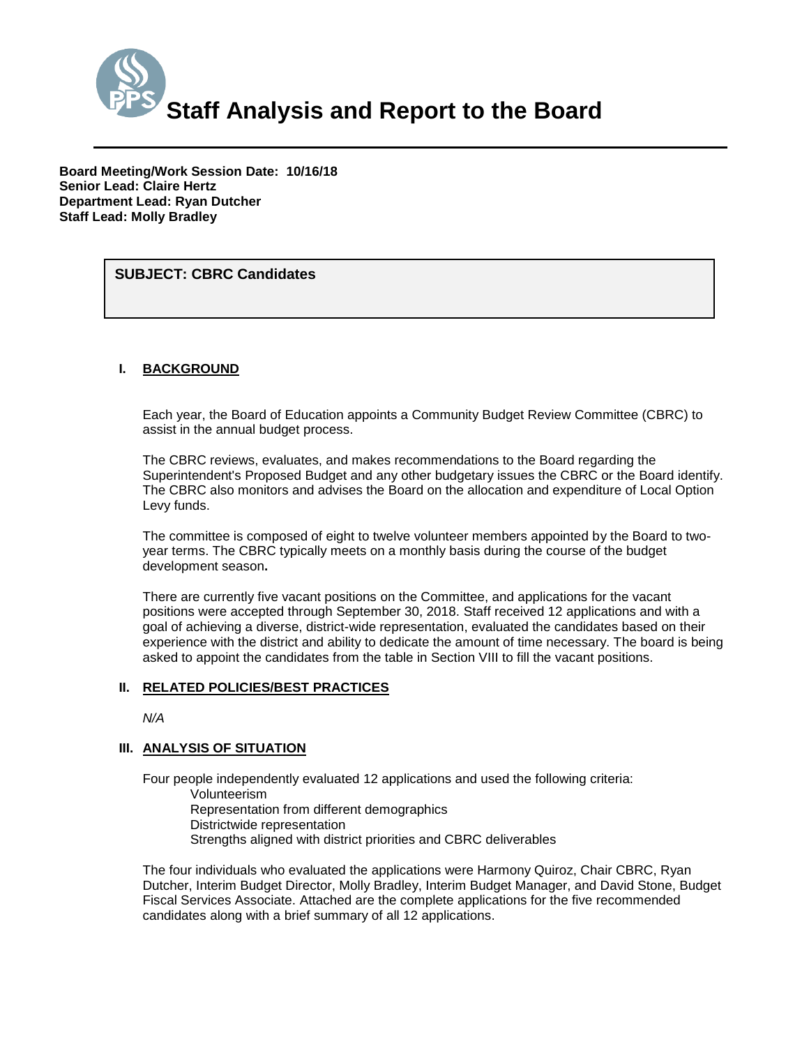# Staff Analysis and Report to the Board

**Board Meeting/Work Session Date: 10/16/18**
**Senior Lead: Claire Hertz**
**Department Lead: Ryan Dutcher**
**Staff Lead: Molly Bradley**

**SUBJECT: CBRC Candidates**

## I. BACKGROUND

Each year, the Board of Education appoints a Community Budget Review Committee (CBRC) to assist in the annual budget process.

The CBRC reviews, evaluates, and makes recommendations to the Board regarding the Superintendent's Proposed Budget and any other budgetary issues the CBRC or the Board identify. The CBRC also monitors and advises the Board on the allocation and expenditure of Local Option Levy funds.

The committee is composed of eight to twelve volunteer members appointed by the Board to two-year terms. The CBRC typically meets on a monthly basis during the course of the budget development season**.**

There are currently five vacant positions on the Committee, and applications for the vacant positions were accepted through September 30, 2018. Staff received 12 applications and with a goal of achieving a diverse, district-wide representation, evaluated the candidates based on their experience with the district and ability to dedicate the amount of time necessary. The board is being asked to appoint the candidates from the table in Section VIII to fill the vacant positions.

## II. RELATED POLICIES/BEST PRACTICES

*N/A*

## III. ANALYSIS OF SITUATION

Four people independently evaluated 12 applications and used the following criteria:

- Volunteerism
- Representation from different demographics
- Districtwide representation
- Strengths aligned with district priorities and CBRC deliverables

The four individuals who evaluated the applications were Harmony Quiroz, Chair CBRC, Ryan Dutcher, Interim Budget Director, Molly Bradley, Interim Budget Manager, and David Stone, Budget Fiscal Services Associate. Attached are the complete applications for the five recommended candidates along with a brief summary of all 12 applications.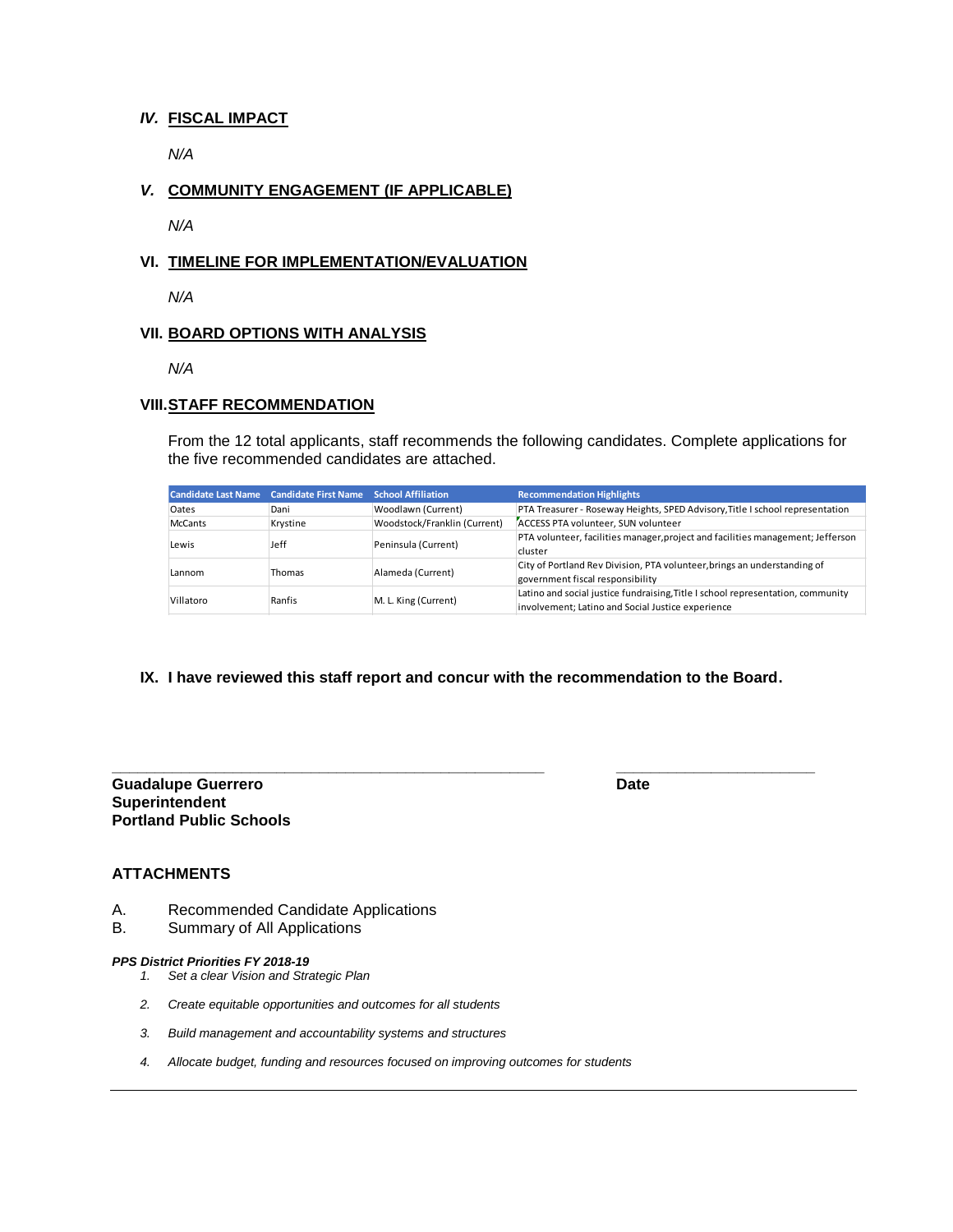### *IV.* FISCAL IMPACT

*N/A*

### *V.* COMMUNITY ENGAGEMENT (IF APPLICABLE)

*N/A*

### VI. TIMELINE FOR IMPLEMENTATION/EVALUATION

*N/A*

### VII. BOARD OPTIONS WITH ANALYSIS

*N/A*

### VIII. STAFF RECOMMENDATION

From the 12 total applicants, staff recommends the following candidates. Complete applications for the five recommended candidates are attached.

| Candidate Last Name | Candidate First Name | School Affiliation | Recommendation Highlights |
|---|---|---|---|
| Oates | Dani | Woodlawn (Current) | PTA Treasurer - Roseway Heights, SPED Advisory,Title I school representation |
| McCants | Krystine | Woodstock/Franklin (Current) | ACCESS PTA volunteer, SUN volunteer |
| Lewis | Jeff | Peninsula (Current) | PTA volunteer, facilities manager,project and facilities management; Jefferson cluster |
| Lannom | Thomas | Alameda (Current) | City of Portland Rev Division, PTA volunteer,brings an understanding of government fiscal responsibility |
| Villatoro | Ranfis | M. L. King (Current) | Latino and social justice fundraising,Title I school representation, community involvement; Latino and Social Justice experience |

### IX. I have reviewed this staff report and concur with the recommendation to the Board.

\_\_\_\_\_\_\_\_\_\_\_\_\_\_\_\_\_\_\_\_\_\_\_\_\_\_\_\_\_\_\_\_\_\_\_\_\_\_\_\_\_\_ \_\_\_\_\_\_\_\_\_\_\_\_\_\_\_\_\_\_\_\_

**Guadalupe Guerrero**
**Superintendent**
**Portland Public Schools**

**Date**

### ATTACHMENTS

A. Recommended Candidate Applications
B. Summary of All Applications

***PPS District Priorities FY 2018-19***

1. *Set a clear Vision and Strategic Plan*
2. *Create equitable opportunities and outcomes for all students*
3. *Build management and accountability systems and structures*
4. *Allocate budget, funding and resources focused on improving outcomes for students*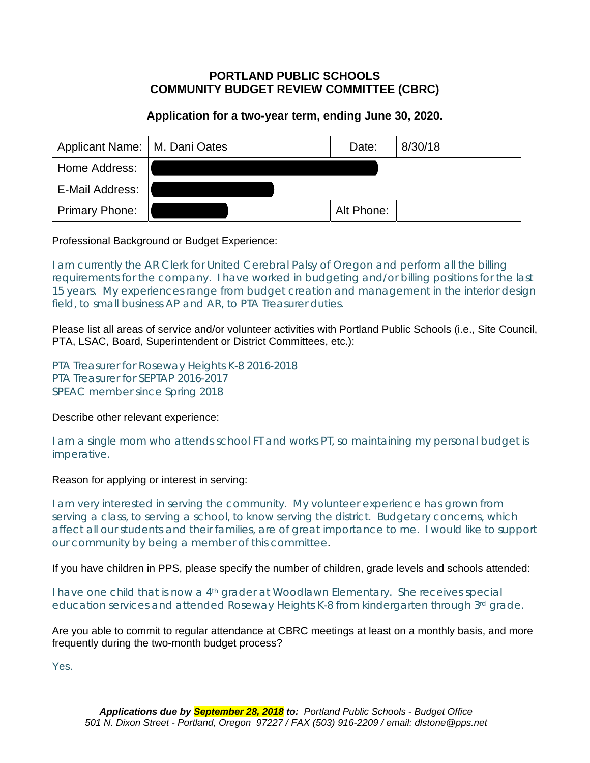**PORTLAND PUBLIC SCHOOLS**
**COMMUNITY BUDGET REVIEW COMMITTEE (CBRC)**

**Application for a two-year term, ending June 30, 2020.**

| Applicant Name: | M. Dani Oates | Date: | 8/30/18 |
|---|---|---|---|
| Home Address: | | | |
| E-Mail Address: | | | |
| Primary Phone: | | Alt Phone: | |

Professional Background or Budget Experience:

I am currently the AR Clerk for United Cerebral Palsy of Oregon and perform all the billing requirements for the company. I have worked in budgeting and/or billing positions for the last 15 years. My experiences range from budget creation and management in the interior design field, to small business AP and AR, to PTA Treasurer duties.

Please list all areas of service and/or volunteer activities with Portland Public Schools (i.e., Site Council, PTA, LSAC, Board, Superintendent or District Committees, etc.):

PTA Treasurer for Roseway Heights K-8 2016-2018
PTA Treasurer for SEPTAP 2016-2017
SPEAC member since Spring 2018

Describe other relevant experience:

I am a single mom who attends school FT and works PT, so maintaining my personal budget is imperative.

Reason for applying or interest in serving:

I am very interested in serving the community. My volunteer experience has grown from serving a class, to serving a school, to know serving the district. Budgetary concerns, which affect all our students and their families, are of great importance to me. I would like to support our community by being a member of this committee.

If you have children in PPS, please specify the number of children, grade levels and schools attended:

I have one child that is now a 4th grader at Woodlawn Elementary. She receives special education services and attended Roseway Heights K-8 from kindergarten through 3rd grade.

Are you able to commit to regular attendance at CBRC meetings at least on a monthly basis, and more frequently during the two-month budget process?

Yes.

***Applications due by September 28, 2018 to:*** *Portland Public Schools - Budget Office*
*501 N. Dixon Street - Portland, Oregon 97227 / FAX (503) 916-2209 / email: dlstone@pps.net*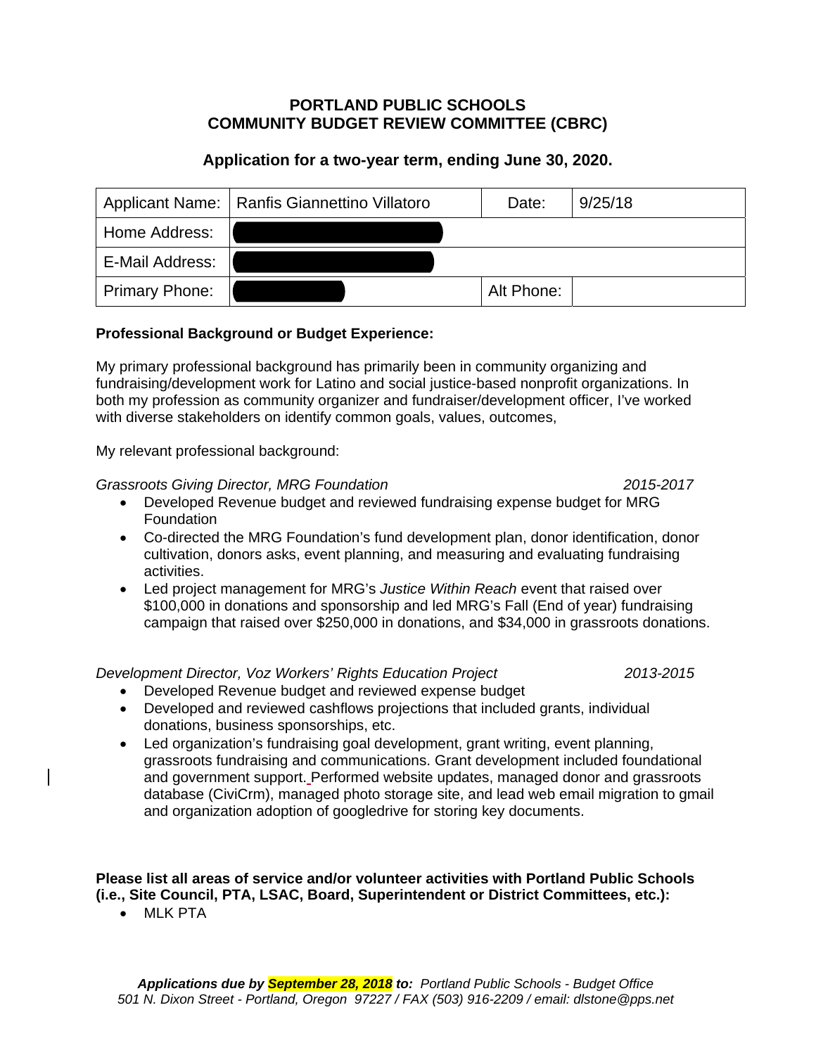**PORTLAND PUBLIC SCHOOLS**
**COMMUNITY BUDGET REVIEW COMMITTEE (CBRC)**

**Application for a two-year term, ending June 30, 2020.**

| Applicant Name: | Ranfis Giannettino Villatoro | Date: | 9/25/18 |
|---|---|---|---|
| Home Address: | [REDACTED] | | |
| E-Mail Address: | [REDACTED] | | |
| Primary Phone: | [REDACTED] | Alt Phone: | |

**Professional Background or Budget Experience:**

My primary professional background has primarily been in community organizing and fundraising/development work for Latino and social justice-based nonprofit organizations. In both my profession as community organizer and fundraiser/development officer, I've worked with diverse stakeholders on identify common goals, values, outcomes,

My relevant professional background:

*Grassroots Giving Director, MRG Foundation* *2015-2017*

- Developed Revenue budget and reviewed fundraising expense budget for MRG Foundation
- Co-directed the MRG Foundation's fund development plan, donor identification, donor cultivation, donors asks, event planning, and measuring and evaluating fundraising activities.
- Led project management for MRG's *Justice Within Reach* event that raised over $100,000 in donations and sponsorship and led MRG's Fall (End of year) fundraising campaign that raised over $250,000 in donations, and $34,000 in grassroots donations.

*Development Director, Voz Workers' Rights Education Project* *2013-2015*

- Developed Revenue budget and reviewed expense budget
- Developed and reviewed cashflows projections that included grants, individual donations, business sponsorships, etc.
- Led organization's fundraising goal development, grant writing, event planning, grassroots fundraising and communications. Grant development included foundational and government support. Performed website updates, managed donor and grassroots database (CiviCrm), managed photo storage site, and lead web email migration to gmail and organization adoption of googledrive for storing key documents.

**Please list all areas of service and/or volunteer activities with Portland Public Schools (i.e., Site Council, PTA, LSAC, Board, Superintendent or District Committees, etc.):**

- MLK PTA

***Applications due by September 28, 2018 to:*** *Portland Public Schools - Budget Office*
*501 N. Dixon Street - Portland, Oregon 97227 / FAX (503) 916-2209 / email: dlstone@pps.net*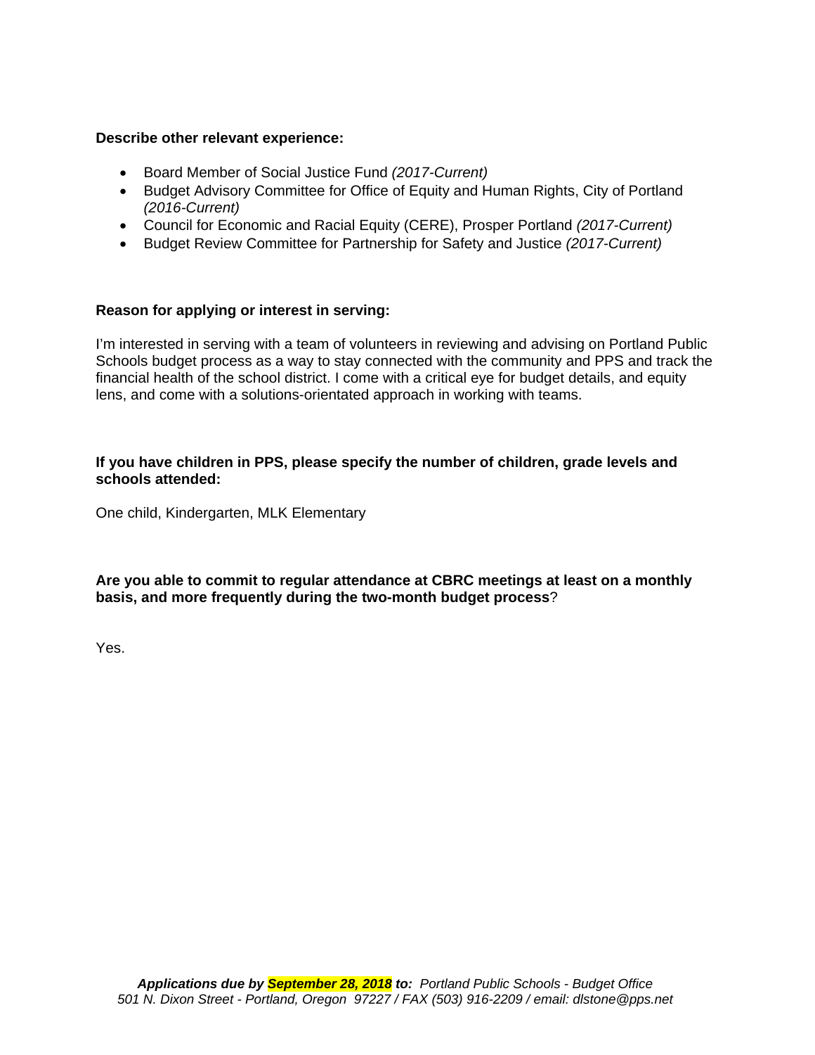**Describe other relevant experience:**

- Board Member of Social Justice Fund *(2017-Current)*
- Budget Advisory Committee for Office of Equity and Human Rights, City of Portland *(2016-Current)*
- Council for Economic and Racial Equity (CERE), Prosper Portland *(2017-Current)*
- Budget Review Committee for Partnership for Safety and Justice *(2017-Current)*

**Reason for applying or interest in serving:**

I'm interested in serving with a team of volunteers in reviewing and advising on Portland Public Schools budget process as a way to stay connected with the community and PPS and track the financial health of the school district. I come with a critical eye for budget details, and equity lens, and come with a solutions-orientated approach in working with teams.

**If you have children in PPS, please specify the number of children, grade levels and schools attended:**

One child, Kindergarten, MLK Elementary

**Are you able to commit to regular attendance at CBRC meetings at least on a monthly basis, and more frequently during the two-month budget process**?

Yes.

***Applications due by September 28, 2018 to:*** *Portland Public Schools - Budget Office*
*501 N. Dixon Street - Portland, Oregon 97227 / FAX (503) 916-2209 / email: dlstone@pps.net*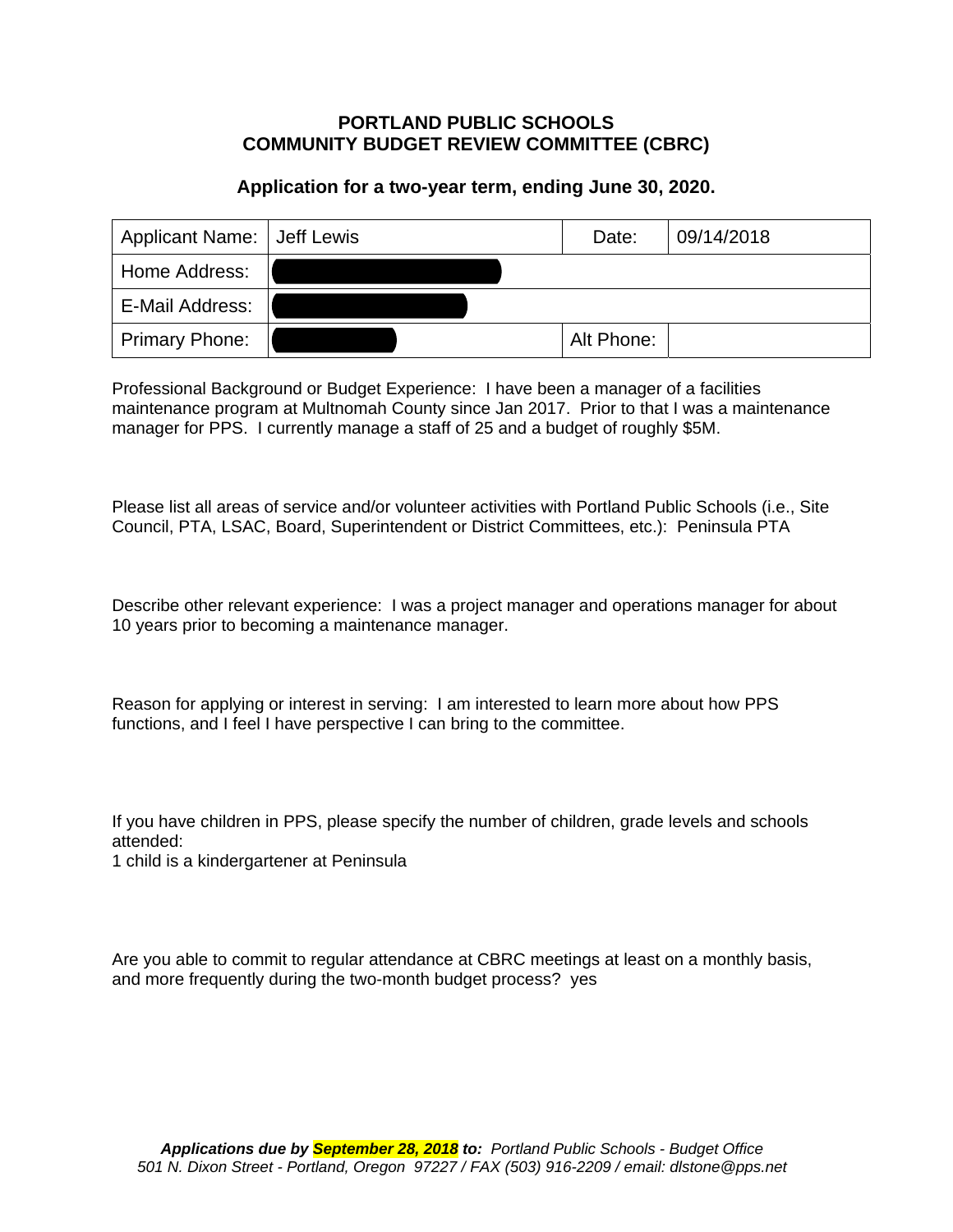**PORTLAND PUBLIC SCHOOLS**
**COMMUNITY BUDGET REVIEW COMMITTEE (CBRC)**

**Application for a two-year term, ending June 30, 2020.**

| Applicant Name: | Jeff Lewis | Date: | 09/14/2018 |
| --- | --- | --- | --- |
| Home Address: | | | |
| E-Mail Address: | | | |
| Primary Phone: | | Alt Phone: | |

Professional Background or Budget Experience: I have been a manager of a facilities maintenance program at Multnomah County since Jan 2017. Prior to that I was a maintenance manager for PPS. I currently manage a staff of 25 and a budget of roughly $5M.

Please list all areas of service and/or volunteer activities with Portland Public Schools (i.e., Site Council, PTA, LSAC, Board, Superintendent or District Committees, etc.): Peninsula PTA

Describe other relevant experience: I was a project manager and operations manager for about 10 years prior to becoming a maintenance manager.

Reason for applying or interest in serving: I am interested to learn more about how PPS functions, and I feel I have perspective I can bring to the committee.

If you have children in PPS, please specify the number of children, grade levels and schools attended:
1 child is a kindergartener at Peninsula

Are you able to commit to regular attendance at CBRC meetings at least on a monthly basis, and more frequently during the two-month budget process? yes

***Applications due by September 28, 2018 to:*** *Portland Public Schools - Budget Office*
*501 N. Dixon Street - Portland, Oregon 97227 / FAX (503) 916-2209 / email: dlstone@pps.net*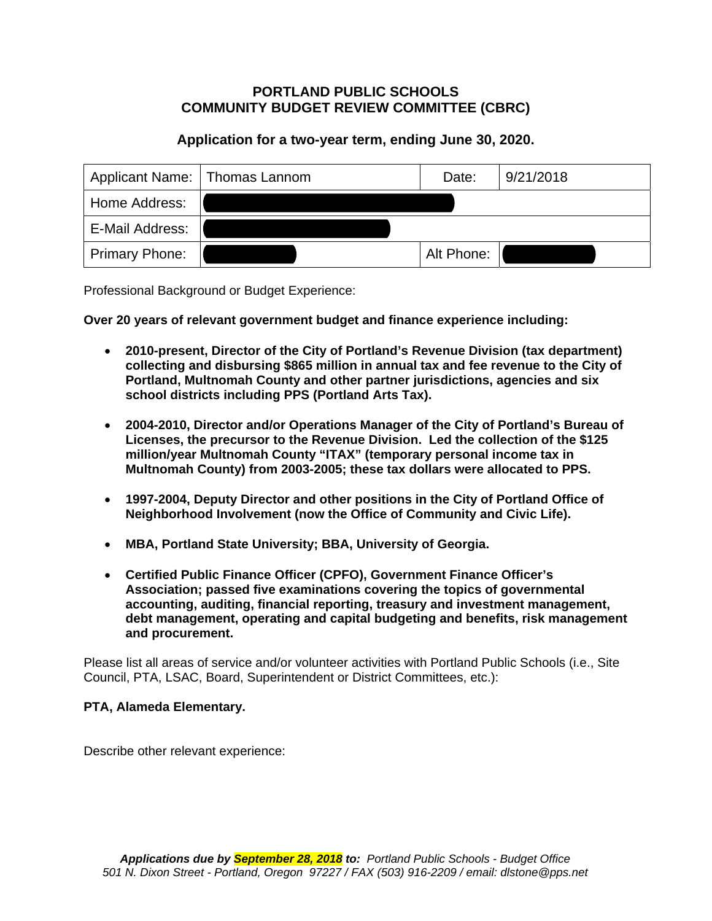**PORTLAND PUBLIC SCHOOLS**
**COMMUNITY BUDGET REVIEW COMMITTEE (CBRC)**

**Application for a two-year term, ending June 30, 2020.**

| Applicant Name: | Thomas Lannom | Date: | 9/21/2018 |
|---|---|---|---|
| Home Address: | | | |
| E-Mail Address: | | | |
| Primary Phone: | | Alt Phone: | |

Professional Background or Budget Experience:

**Over 20 years of relevant government budget and finance experience including:**

- **2010-present, Director of the City of Portland's Revenue Division (tax department) collecting and disbursing $865 million in annual tax and fee revenue to the City of Portland, Multnomah County and other partner jurisdictions, agencies and six school districts including PPS (Portland Arts Tax).**
- **2004-2010, Director and/or Operations Manager of the City of Portland's Bureau of Licenses, the precursor to the Revenue Division. Led the collection of the $125 million/year Multnomah County "ITAX" (temporary personal income tax in Multnomah County) from 2003-2005; these tax dollars were allocated to PPS.**
- **1997-2004, Deputy Director and other positions in the City of Portland Office of Neighborhood Involvement (now the Office of Community and Civic Life).**
- **MBA, Portland State University; BBA, University of Georgia.**
- **Certified Public Finance Officer (CPFO), Government Finance Officer's Association; passed five examinations covering the topics of governmental accounting, auditing, financial reporting, treasury and investment management, debt management, operating and capital budgeting and benefits, risk management and procurement.**

Please list all areas of service and/or volunteer activities with Portland Public Schools (i.e., Site Council, PTA, LSAC, Board, Superintendent or District Committees, etc.):

**PTA, Alameda Elementary.**

Describe other relevant experience:

*Applications due by **September 28, 2018** to: Portland Public Schools - Budget Office*
*501 N. Dixon Street - Portland, Oregon 97227 / FAX (503) 916-2209 / email: dlstone@pps.net*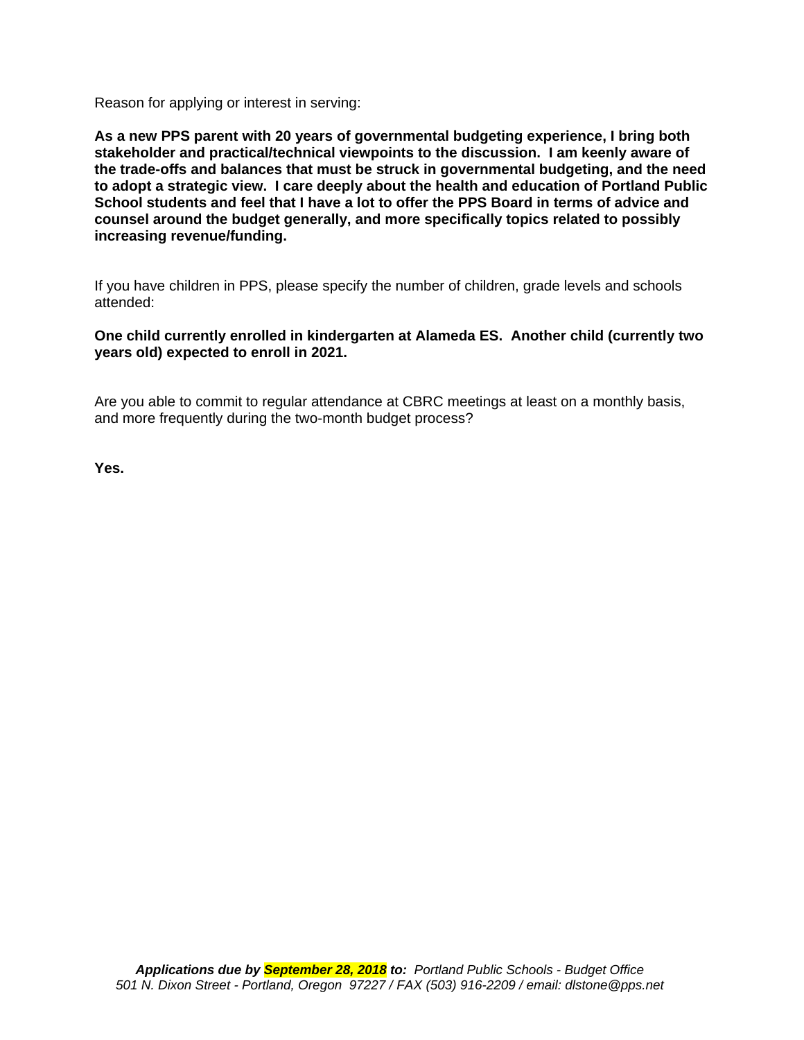Reason for applying or interest in serving:

**As a new PPS parent with 20 years of governmental budgeting experience, I bring both stakeholder and practical/technical viewpoints to the discussion. I am keenly aware of the trade-offs and balances that must be struck in governmental budgeting, and the need to adopt a strategic view. I care deeply about the health and education of Portland Public School students and feel that I have a lot to offer the PPS Board in terms of advice and counsel around the budget generally, and more specifically topics related to possibly increasing revenue/funding.**

If you have children in PPS, please specify the number of children, grade levels and schools attended:

**One child currently enrolled in kindergarten at Alameda ES. Another child (currently two years old) expected to enroll in 2021.**

Are you able to commit to regular attendance at CBRC meetings at least on a monthly basis, and more frequently during the two-month budget process?

**Yes.**

***Applications due by September 28, 2018 to:*** *Portland Public Schools - Budget Office*
*501 N. Dixon Street - Portland, Oregon 97227 / FAX (503) 916-2209 / email: dlstone@pps.net*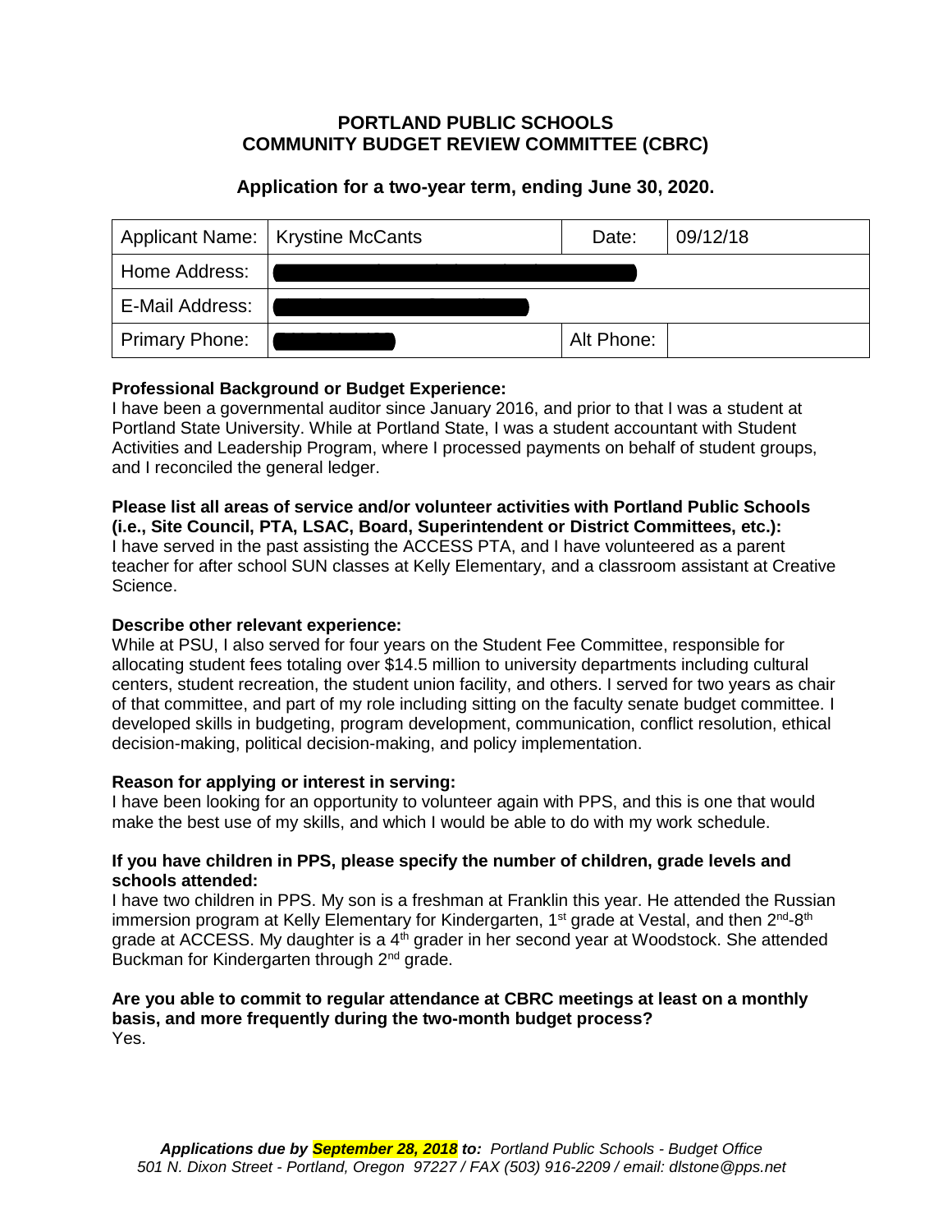# PORTLAND PUBLIC SCHOOLS
# COMMUNITY BUDGET REVIEW COMMITTEE (CBRC)

### Application for a two-year term, ending June 30, 2020.

| Applicant Name: | Krystine McCants | Date: | 09/12/18 |
|---|---|---|---|
| Home Address: | | | |
| E-Mail Address: | | | |
| Primary Phone: | | Alt Phone: | |

**Professional Background or Budget Experience:**
I have been a governmental auditor since January 2016, and prior to that I was a student at Portland State University. While at Portland State, I was a student accountant with Student Activities and Leadership Program, where I processed payments on behalf of student groups, and I reconciled the general ledger.

**Please list all areas of service and/or volunteer activities with Portland Public Schools (i.e., Site Council, PTA, LSAC, Board, Superintendent or District Committees, etc.):**
I have served in the past assisting the ACCESS PTA, and I have volunteered as a parent teacher for after school SUN classes at Kelly Elementary, and a classroom assistant at Creative Science.

**Describe other relevant experience:**
While at PSU, I also served for four years on the Student Fee Committee, responsible for allocating student fees totaling over $14.5 million to university departments including cultural centers, student recreation, the student union facility, and others. I served for two years as chair of that committee, and part of my role including sitting on the faculty senate budget committee. I developed skills in budgeting, program development, communication, conflict resolution, ethical decision-making, political decision-making, and policy implementation.

**Reason for applying or interest in serving:**
I have been looking for an opportunity to volunteer again with PPS, and this is one that would make the best use of my skills, and which I would be able to do with my work schedule.

**If you have children in PPS, please specify the number of children, grade levels and schools attended:**
I have two children in PPS. My son is a freshman at Franklin this year. He attended the Russian immersion program at Kelly Elementary for Kindergarten, 1st grade at Vestal, and then 2nd-8th grade at ACCESS. My daughter is a 4th grader in her second year at Woodstock. She attended Buckman for Kindergarten through 2nd grade.

**Are you able to commit to regular attendance at CBRC meetings at least on a monthly basis, and more frequently during the two-month budget process?**
Yes.

***Applications due by September 28, 2018 to:** Portland Public Schools - Budget Office*
*501 N. Dixon Street - Portland, Oregon 97227 / FAX (503) 916-2209 / email: dlstone@pps.net*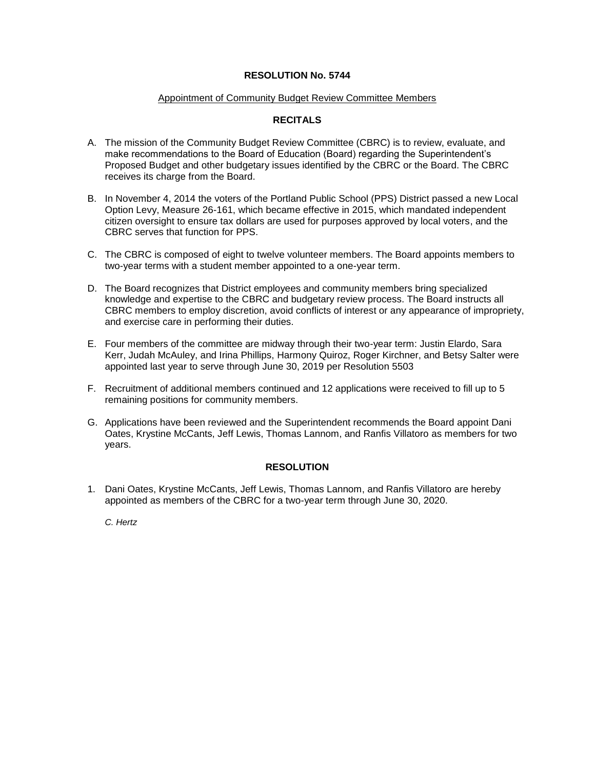**RESOLUTION No. 5744**

Appointment of Community Budget Review Committee Members

**RECITALS**

A. The mission of the Community Budget Review Committee (CBRC) is to review, evaluate, and make recommendations to the Board of Education (Board) regarding the Superintendent's Proposed Budget and other budgetary issues identified by the CBRC or the Board. The CBRC receives its charge from the Board.

B. In November 4, 2014 the voters of the Portland Public School (PPS) District passed a new Local Option Levy, Measure 26-161, which became effective in 2015, which mandated independent citizen oversight to ensure tax dollars are used for purposes approved by local voters, and the CBRC serves that function for PPS.

C. The CBRC is composed of eight to twelve volunteer members. The Board appoints members to two-year terms with a student member appointed to a one-year term.

D. The Board recognizes that District employees and community members bring specialized knowledge and expertise to the CBRC and budgetary review process. The Board instructs all CBRC members to employ discretion, avoid conflicts of interest or any appearance of impropriety, and exercise care in performing their duties.

E. Four members of the committee are midway through their two-year term: Justin Elardo, Sara Kerr, Judah McAuley, and Irina Phillips, Harmony Quiroz, Roger Kirchner, and Betsy Salter were appointed last year to serve through June 30, 2019 per Resolution 5503

F. Recruitment of additional members continued and 12 applications were received to fill up to 5 remaining positions for community members.

G. Applications have been reviewed and the Superintendent recommends the Board appoint Dani Oates, Krystine McCants, Jeff Lewis, Thomas Lannom, and Ranfis Villatoro as members for two years.

**RESOLUTION**

1. Dani Oates, Krystine McCants, Jeff Lewis, Thomas Lannom, and Ranfis Villatoro are hereby appointed as members of the CBRC for a two-year term through June 30, 2020.

   *C. Hertz*